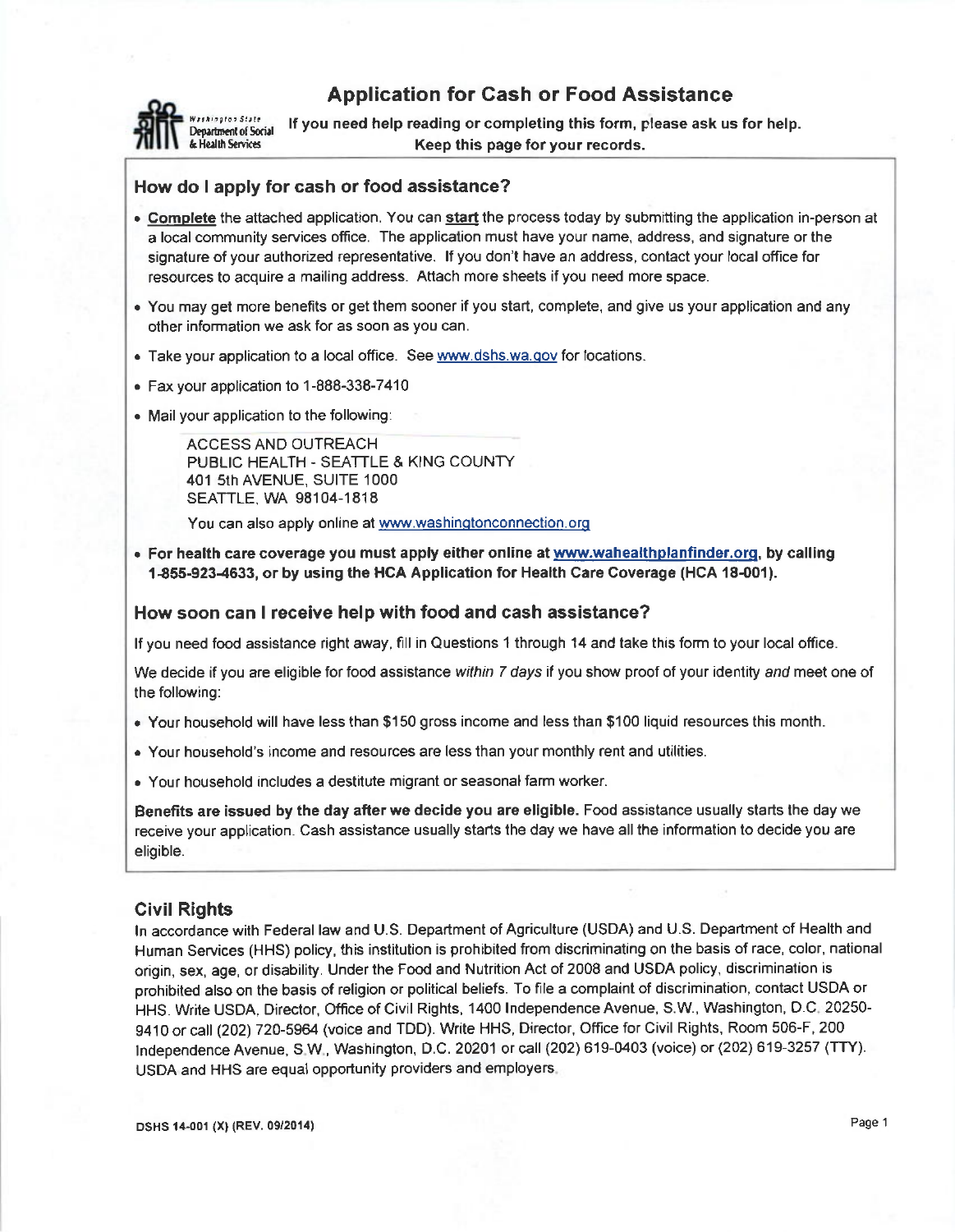# Application for Cash or Food Assistance

Washington State Department of Social & Health Services

**If you need help reading or completing this form, please ask us for help.**
**Keep this page for your records.**

## How do I apply for cash or food assistance?

- **Complete** the attached application. You can **start** the process today by submitting the application in-person at a local community services office. The application must have your name, address, and signature or the signature of your authorized representative. If you don't have an address, contact your local office for resources to acquire a mailing address. Attach more sheets if you need more space.
- You may get more benefits or get them sooner if you start, complete, and give us your application and any other information we ask for as soon as you can.
- Take your application to a local office. See www.dshs.wa.gov for locations.
- Fax your application to 1-888-338-7410
- Mail your application to the following:

  ACCESS AND OUTREACH
  PUBLIC HEALTH - SEATTLE & KING COUNTY
  401 5th AVENUE, SUITE 1000
  SEATTLE, WA 98104-1818

  You can also apply online at www.washingtonconnection.org

- **For health care coverage you must apply either online at www.wahealthplanfinder.org, by calling 1-855-923-4633, or by using the HCA Application for Health Care Coverage (HCA 18-001).**

## How soon can I receive help with food and cash assistance?

If you need food assistance right away, fill in Questions 1 through 14 and take this form to your local office.

We decide if you are eligible for food assistance *within 7 days* if you show proof of your identity *and* meet one of the following:

- Your household will have less than $150 gross income and less than $100 liquid resources this month.
- Your household's income and resources are less than your monthly rent and utilities.
- Your household includes a destitute migrant or seasonal farm worker.

**Benefits are issued by the day after we decide you are eligible.** Food assistance usually starts the day we receive your application. Cash assistance usually starts the day we have all the information to decide you are eligible.

## Civil Rights

In accordance with Federal law and U.S. Department of Agriculture (USDA) and U.S. Department of Health and Human Services (HHS) policy, this institution is prohibited from discriminating on the basis of race, color, national origin, sex, age, or disability. Under the Food and Nutrition Act of 2008 and USDA policy, discrimination is prohibited also on the basis of religion or political beliefs. To file a complaint of discrimination, contact USDA or HHS. Write USDA, Director, Office of Civil Rights, 1400 Independence Avenue, S.W., Washington, D.C. 20250-9410 or call (202) 720-5964 (voice and TDD). Write HHS, Director, Office for Civil Rights, Room 506-F, 200 Independence Avenue, S.W., Washington, D.C. 20201 or call (202) 619-0403 (voice) or (202) 619-3257 (TTY). USDA and HHS are equal opportunity providers and employers.

DSHS 14-001 (X) (REV. 09/2014)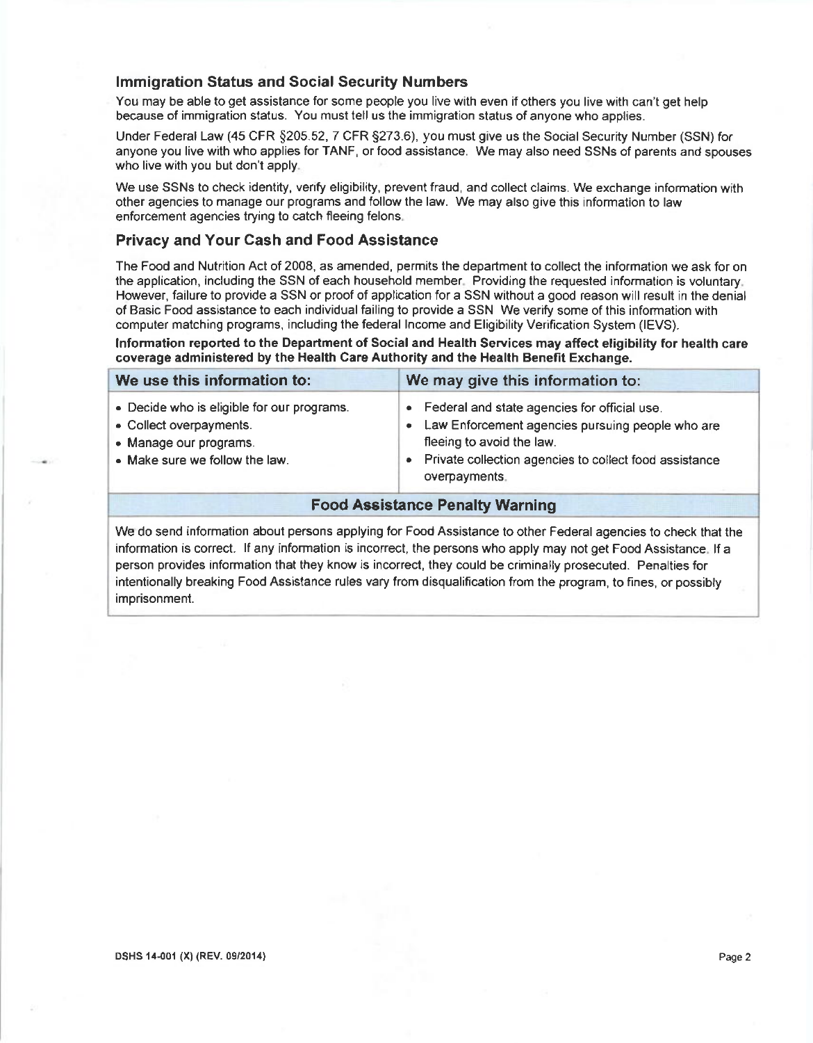## Immigration Status and Social Security Numbers

You may be able to get assistance for some people you live with even if others you live with can't get help because of immigration status. You must tell us the immigration status of anyone who applies.

Under Federal Law (45 CFR §205.52, 7 CFR §273.6), you must give us the Social Security Number (SSN) for anyone you live with who applies for TANF, or food assistance. We may also need SSNs of parents and spouses who live with you but don't apply.

We use SSNs to check identity, verify eligibility, prevent fraud, and collect claims. We exchange information with other agencies to manage our programs and follow the law. We may also give this information to law enforcement agencies trying to catch fleeing felons.

## Privacy and Your Cash and Food Assistance

The Food and Nutrition Act of 2008, as amended, permits the department to collect the information we ask for on the application, including the SSN of each household member. Providing the requested information is voluntary. However, failure to provide a SSN or proof of application for a SSN without a good reason will result in the denial of Basic Food assistance to each individual failing to provide a SSN. We verify some of this information with computer matching programs, including the federal Income and Eligibility Verification System (IEVS).

**Information reported to the Department of Social and Health Services may affect eligibility for health care coverage administered by the Health Care Authority and the Health Benefit Exchange.**

| We use this information to: | We may give this information to: |
|---|---|
| • Decide who is eligible for our programs.<br>• Collect overpayments.<br>• Manage our programs.<br>• Make sure we follow the law. | • Federal and state agencies for official use.<br>• Law Enforcement agencies pursuing people who are fleeing to avoid the law.<br>• Private collection agencies to collect food assistance overpayments. |

### Food Assistance Penalty Warning

We do send information about persons applying for Food Assistance to other Federal agencies to check that the information is correct. If any information is incorrect, the persons who apply may not get Food Assistance. If a person provides information that they know is incorrect, they could be criminally prosecuted. Penalties for intentionally breaking Food Assistance rules vary from disqualification from the program, to fines, or possibly imprisonment.

DSHS 14-001 (X) (REV. 09/2014)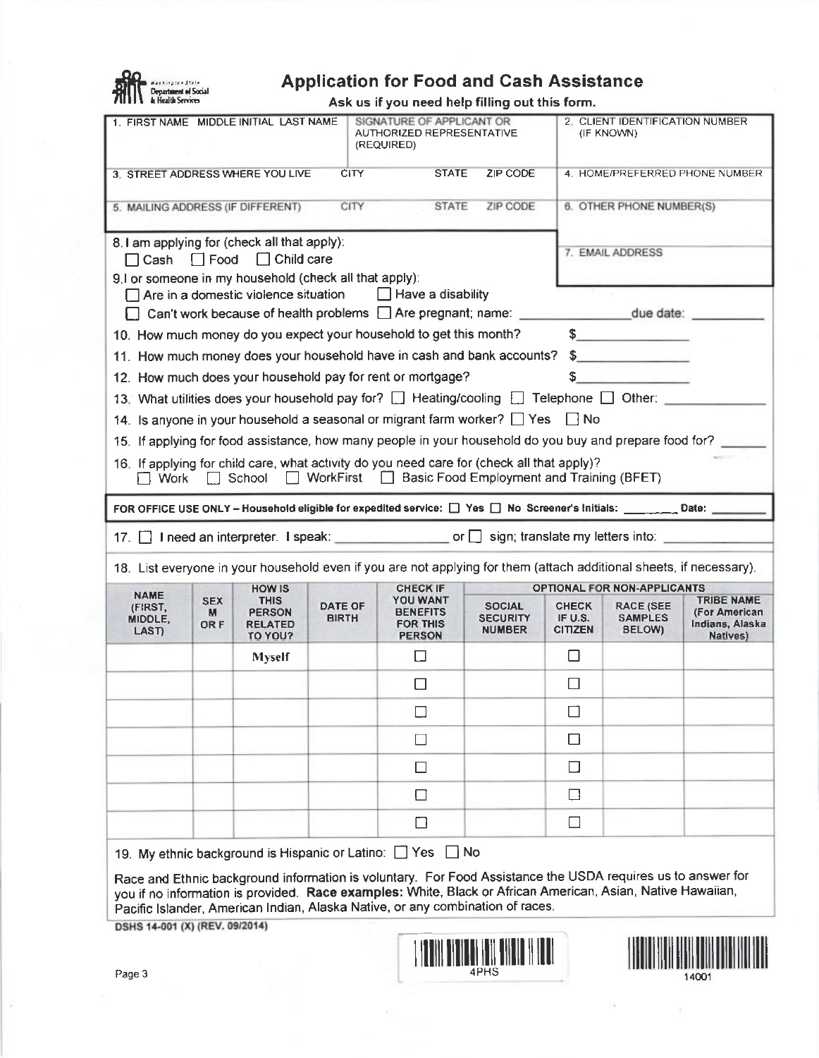Washington State Department of Social & Health Services

# Application for Food and Cash Assistance

**Ask us if you need help filling out this form.**

| 1. FIRST NAME MIDDLE INITIAL LAST NAME | SIGNATURE OF APPLICANT OR AUTHORIZED REPRESENTATIVE (REQUIRED) | 2. CLIENT IDENTIFICATION NUMBER (IF KNOWN) |
|---|---|---|
| | | |

| 3. STREET ADDRESS WHERE YOU LIVE | CITY | STATE | ZIP CODE | 4. HOME/PREFERRED PHONE NUMBER |
|---|---|---|---|---|
| | | | | |
| 5. MAILING ADDRESS (IF DIFFERENT) | CITY | STATE | ZIP CODE | 6. OTHER PHONE NUMBER(S) |
| | | | | |

8. I am applying for (check all that apply):
☐ Cash ☐ Food ☐ Child care

7. EMAIL ADDRESS

9. I or someone in my household (check all that apply):
☐ Are in a domestic violence situation ☐ Have a disability
☐ Can't work because of health problems ☐ Are pregnant; name: ____________ due date: ________

10. How much money do you expect your household to get this month? $____________

11. How much money does your household have in cash and bank accounts? $____________

12. How much does your household pay for rent or mortgage? $____________

13. What utilities does your household pay for? ☐ Heating/cooling ☐ Telephone ☐ Other: ____________

14. Is anyone in your household a seasonal or migrant farm worker? ☐ Yes ☐ No

15. If applying for food assistance, how many people in your household do you buy and prepare food for? ______

16. If applying for child care, what activity do you need care for (check all that apply)?
☐ Work ☐ School ☐ WorkFirst ☐ Basic Food Employment and Training (BFET)

**FOR OFFICE USE ONLY – Household eligible for expedited service: ☐ Yes ☐ No Screener's Initials: ________ Date: ________**

17. ☐ I need an interpreter. I speak: ____________ or ☐ sign; translate my letters into: ____________

18. List everyone in your household even if you are not applying for them (attach additional sheets, if necessary).

| NAME (FIRST, MIDDLE, LAST) | SEX M OR F | HOW IS THIS PERSON RELATED TO YOU? | DATE OF BIRTH | CHECK IF YOU WANT BENEFITS FOR THIS PERSON | OPTIONAL FOR NON-APPLICANTS | | | |
|---|---|---|---|---|---|---|---|---|
| | | | | | SOCIAL SECURITY NUMBER | CHECK IF U.S. CITIZEN | RACE (SEE SAMPLES BELOW) | TRIBE NAME (For American Indians, Alaska Natives) |
| | | Myself | | ☐ | | ☐ | | |
| | | | | ☐ | | ☐ | | |
| | | | | ☐ | | ☐ | | |
| | | | | ☐ | | ☐ | | |
| | | | | ☐ | | ☐ | | |
| | | | | ☐ | | ☐ | | |
| | | | | ☐ | | ☐ | | |

19. My ethnic background is Hispanic or Latino: ☐ Yes ☐ No

Race and Ethnic background information is voluntary. For Food Assistance the USDA requires us to answer for you if no information is provided. **Race examples:** White, Black or African American, Asian, Native Hawaiian, Pacific Islander, American Indian, Alaska Native, or any combination of races.

DSHS 14-001 (X) (REV. 09/2014)

4PHS

14001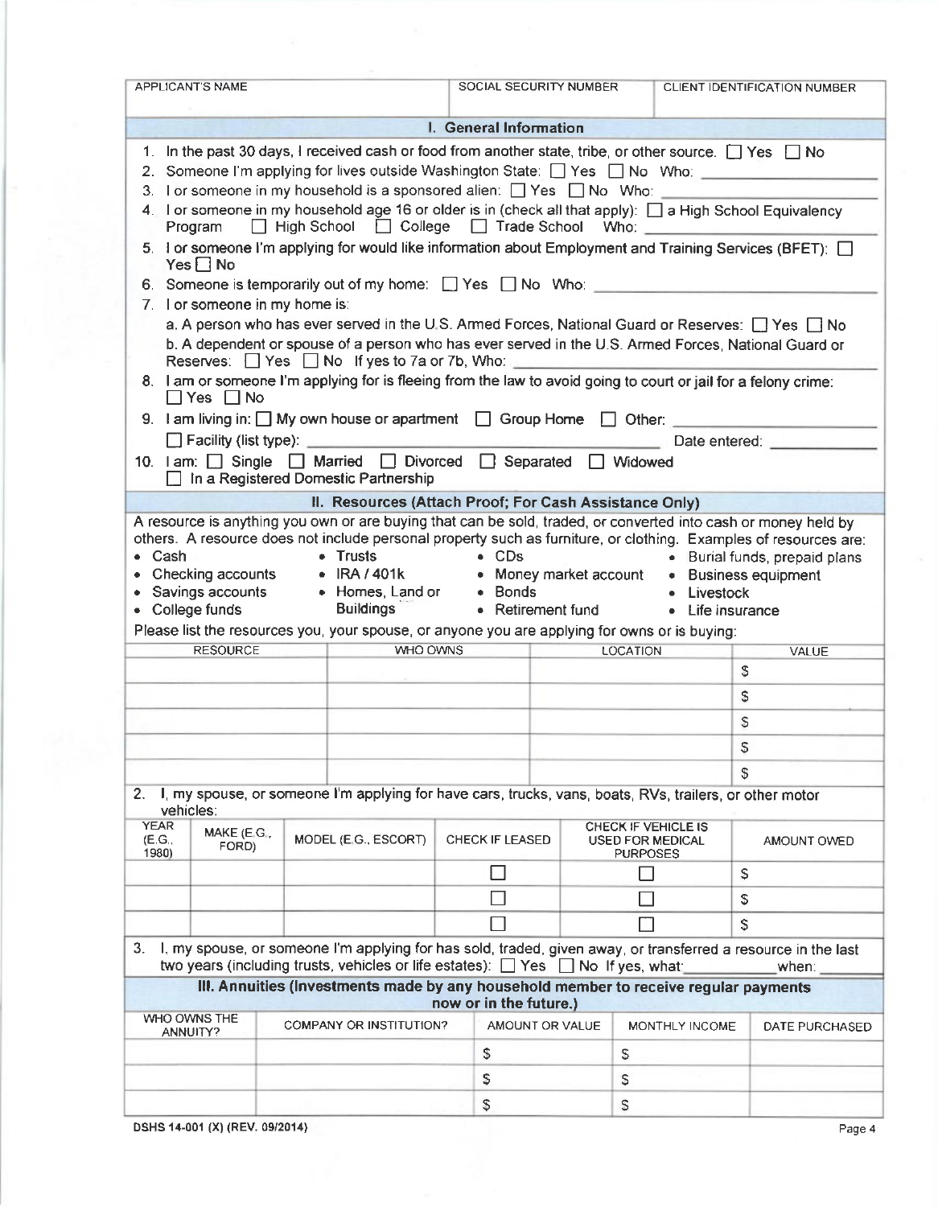| APPLICANT'S NAME | SOCIAL SECURITY NUMBER | CLIENT IDENTIFICATION NUMBER |
|---|---|---|
| | | |

## I. General Information

1. In the past 30 days, I received cash or food from another state, tribe, or other source. ☐ Yes ☐ No
2. Someone I'm applying for lives outside Washington State: ☐ Yes ☐ No Who: ____________
3. I or someone in my household is a sponsored alien: ☐ Yes ☐ No Who: ____________
4. I or someone in my household age 16 or older is in (check all that apply): ☐ a High School Equivalency Program ☐ High School ☐ College ☐ Trade School Who: ____________
5. I or someone I'm applying for would like information about Employment and Training Services (BFET): ☐ Yes ☐ No
6. Someone is temporarily out of my home: ☐ Yes ☐ No Who: ____________
7. I or someone in my home is:
   a. A person who has ever served in the U.S. Armed Forces, National Guard or Reserves: ☐ Yes ☐ No
   b. A dependent or spouse of a person who has ever served in the U.S. Armed Forces, National Guard or Reserves: ☐ Yes ☐ No If yes to 7a or 7b, Who: ____________
8. I am or someone I'm applying for is fleeing from the law to avoid going to court or jail for a felony crime: ☐ Yes ☐ No
9. I am living in: ☐ My own house or apartment ☐ Group Home ☐ Other: ____________
   ☐ Facility (list type): ____________ Date entered: ____________
10. I am: ☐ Single ☐ Married ☐ Divorced ☐ Separated ☐ Widowed
    ☐ In a Registered Domestic Partnership

## II. Resources (Attach Proof; For Cash Assistance Only)

A resource is anything you own or are buying that can be sold, traded, or converted into cash or money held by others. A resource does not include personal property such as furniture, or clothing. Examples of resources are:

- Cash
- Checking accounts
- Savings accounts
- College funds
- Trusts
- IRA / 401k
- Homes, Land or Buildings
- CDs
- Money market account
- Bonds
- Retirement fund
- Burial funds, prepaid plans
- Business equipment
- Livestock
- Life insurance

Please list the resources you, your spouse, or anyone you are applying for owns or is buying:

| RESOURCE | WHO OWNS | LOCATION | VALUE |
|---|---|---|---|
| | | | $ |
| | | | $ |
| | | | $ |
| | | | $ |
| | | | $ |

2. I, my spouse, or someone I'm applying for have cars, trucks, vans, boats, RVs, trailers, or other motor vehicles:

| YEAR (E.G., 1980) | MAKE (E.G., FORD) | MODEL (E.G., ESCORT) | CHECK IF LEASED | CHECK IF VEHICLE IS USED FOR MEDICAL PURPOSES | AMOUNT OWED |
|---|---|---|---|---|---|
| | | | ☐ | ☐ | $ |
| | | | ☐ | ☐ | $ |
| | | | ☐ | ☐ | $ |

3. I, my spouse, or someone I'm applying for has sold, traded, given away, or transferred a resource in the last two years (including trusts, vehicles or life estates): ☐ Yes ☐ No If yes, what: ____________ when: ____________

## III. Annuities (Investments made by any household member to receive regular payments now or in the future.)

| WHO OWNS THE ANNUITY? | COMPANY OR INSTITUTION? | AMOUNT OR VALUE | MONTHLY INCOME | DATE PURCHASED |
|---|---|---|---|---|
| | | $ | $ | |
| | | $ | $ | |
| | | $ | $ | |

DSHS 14-001 (X) (REV. 09/2014)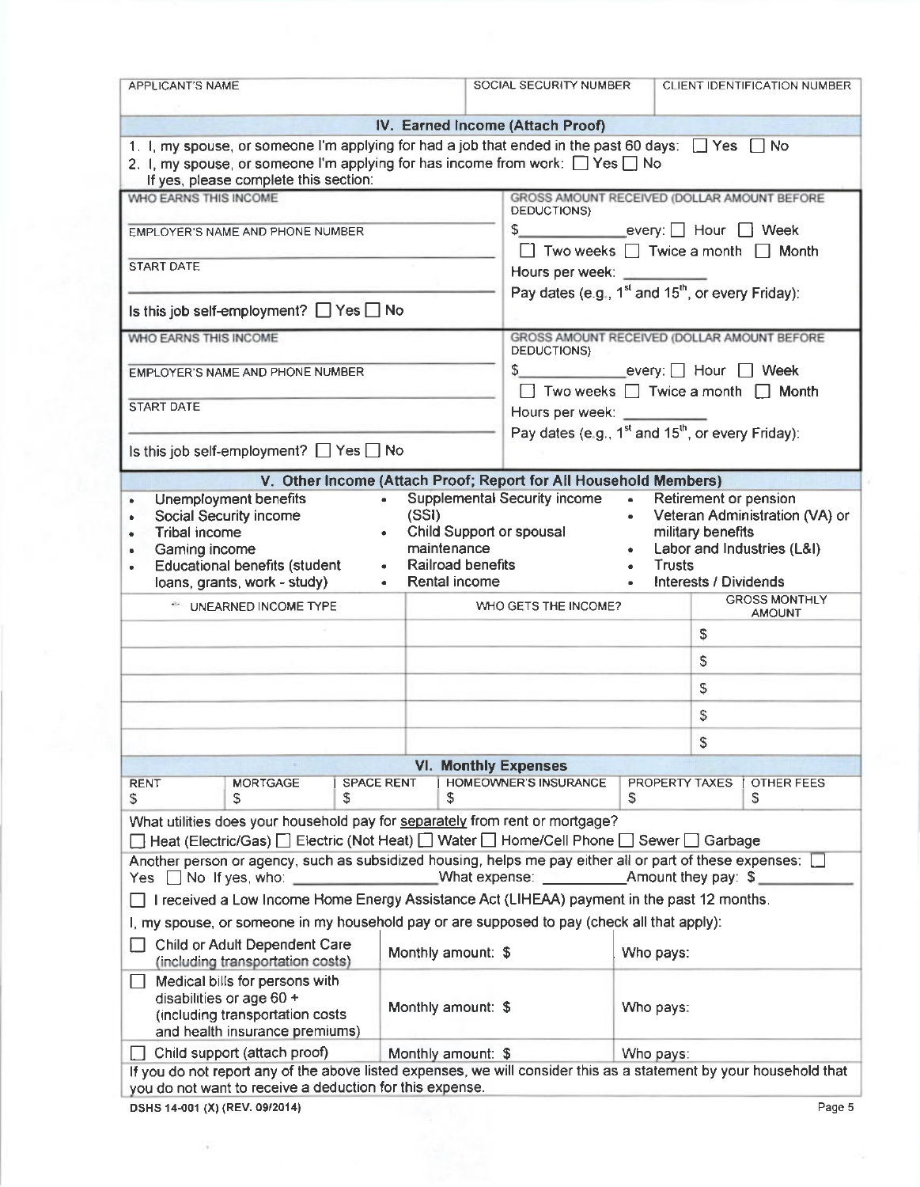| APPLICANT'S NAME | SOCIAL SECURITY NUMBER | CLIENT IDENTIFICATION NUMBER |
|---|---|---|
| | | |

## IV. Earned Income (Attach Proof)

1. I, my spouse, or someone I'm applying for had a job that ended in the past 60 days: ☐ Yes ☐ No
2. I, my spouse, or someone I'm applying for has income from work: ☐ Yes ☐ No
   If yes, please complete this section:

| | |
|---|---|
| WHO EARNS THIS INCOME | GROSS AMOUNT RECEIVED (DOLLAR AMOUNT BEFORE DEDUCTIONS) |
| EMPLOYER'S NAME AND PHONE NUMBER | $\_\_\_\_\_\_\_\_ every: ☐ Hour ☐ Week ☐ Two weeks ☐ Twice a month ☐ Month |
| START DATE | Hours per week: \_\_\_\_\_\_\_\_ |
| Is this job self-employment? ☐ Yes ☐ No | Pay dates (e.g., 1st and 15th, or every Friday): |

| | |
|---|---|
| WHO EARNS THIS INCOME | GROSS AMOUNT RECEIVED (DOLLAR AMOUNT BEFORE DEDUCTIONS) |
| EMPLOYER'S NAME AND PHONE NUMBER | $\_\_\_\_\_\_\_\_ every: ☐ Hour ☐ Week ☐ Two weeks ☐ Twice a month ☐ Month |
| START DATE | Hours per week: \_\_\_\_\_\_\_\_ |
| Is this job self-employment? ☐ Yes ☐ No | Pay dates (e.g., 1st and 15th, or every Friday): |

## V. Other Income (Attach Proof; Report for All Household Members)

- Unemployment benefits
- Social Security income
- Tribal income
- Gaming income
- Educational benefits (student loans, grants, work - study)
- Supplemental Security income (SSI)
- Child Support or spousal maintenance
- Railroad benefits
- Rental income
- Retirement or pension
- Veteran Administration (VA) or military benefits
- Labor and Industries (L&I)
- Trusts
- Interests / Dividends

| UNEARNED INCOME TYPE | WHO GETS THE INCOME? | GROSS MONTHLY AMOUNT |
|---|---|---|
| | | $ |
| | | $ |
| | | $ |
| | | $ |
| | | $ |

## VI. Monthly Expenses

| RENT | MORTGAGE | SPACE RENT | HOMEOWNER'S INSURANCE | PROPERTY TAXES | OTHER FEES |
|---|---|---|---|---|---|
| $ | $ | $ | $ | $ | $ |

What utilities does your household pay for separately from rent or mortgage?
☐ Heat (Electric/Gas) ☐ Electric (Not Heat) ☐ Water ☐ Home/Cell Phone ☐ Sewer ☐ Garbage

Another person or agency, such as subsidized housing, helps me pay either all or part of these expenses: ☐ Yes ☐ No If yes, who: \_\_\_\_\_\_\_\_\_\_ What expense: \_\_\_\_\_\_\_\_\_\_ Amount they pay: $\_\_\_\_\_\_\_\_

☐ I received a Low Income Home Energy Assistance Act (LIHEAA) payment in the past 12 months.

I, my spouse, or someone in my household pay or are supposed to pay (check all that apply):

| | | |
|---|---|---|
| ☐ Child or Adult Dependent Care (including transportation costs) | Monthly amount: $ | Who pays: |
| ☐ Medical bills for persons with disabilities or age 60 + (including transportation costs and health insurance premiums) | Monthly amount: $ | Who pays: |
| ☐ Child support (attach proof) | Monthly amount: $ | Who pays: |

If you do not report any of the above listed expenses, we will consider this as a statement by your household that you do not want to receive a deduction for this expense.

DSHS 14-001 (X) (REV. 09/2014)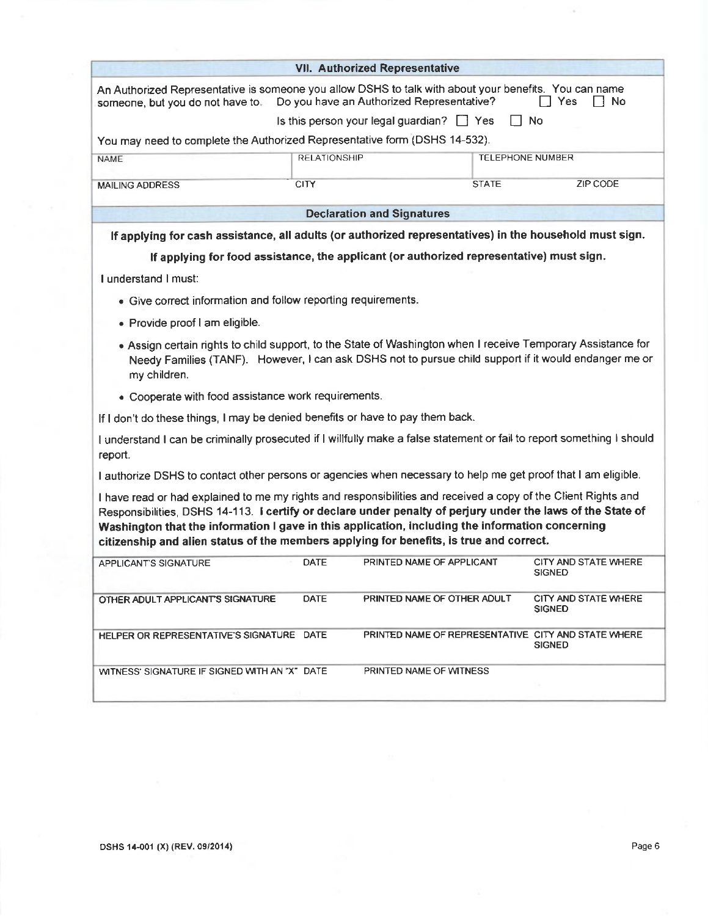## VII. Authorized Representative

An Authorized Representative is someone you allow DSHS to talk with about your benefits. You can name someone, but you do not have to. Do you have an Authorized Representative? ☐ Yes ☐ No

Is this person your legal guardian? ☐ Yes ☐ No

You may need to complete the Authorized Representative form (DSHS 14-532).

| NAME | RELATIONSHIP | TELEPHONE NUMBER | |
|---|---|---|---|
| MAILING ADDRESS | CITY | STATE | ZIP CODE |

## Declaration and Signatures

**If applying for cash assistance, all adults (or authorized representatives) in the household must sign.**

**If applying for food assistance, the applicant (or authorized representative) must sign.**

I understand I must:

- Give correct information and follow reporting requirements.
- Provide proof I am eligible.
- Assign certain rights to child support, to the State of Washington when I receive Temporary Assistance for Needy Families (TANF). However, I can ask DSHS not to pursue child support if it would endanger me or my children.
- Cooperate with food assistance work requirements.

If I don't do these things, I may be denied benefits or have to pay them back.

I understand I can be criminally prosecuted if I willfully make a false statement or fail to report something I should report.

I authorize DSHS to contact other persons or agencies when necessary to help me get proof that I am eligible.

I have read or had explained to me my rights and responsibilities and received a copy of the Client Rights and Responsibilities, DSHS 14-113. **I certify or declare under penalty of perjury under the laws of the State of Washington that the information I gave in this application, including the information concerning citizenship and alien status of the members applying for benefits, is true and correct.**

| | | | |
|---|---|---|---|
| APPLICANT'S SIGNATURE | DATE | PRINTED NAME OF APPLICANT | CITY AND STATE WHERE SIGNED |
| OTHER ADULT APPLICANT'S SIGNATURE | DATE | PRINTED NAME OF OTHER ADULT | CITY AND STATE WHERE SIGNED |
| HELPER OR REPRESENTATIVE'S SIGNATURE | DATE | PRINTED NAME OF REPRESENTATIVE | CITY AND STATE WHERE SIGNED |
| WITNESS' SIGNATURE IF SIGNED WITH AN "X" | DATE | PRINTED NAME OF WITNESS | |

DSHS 14-001 (X) (REV. 09/2014)